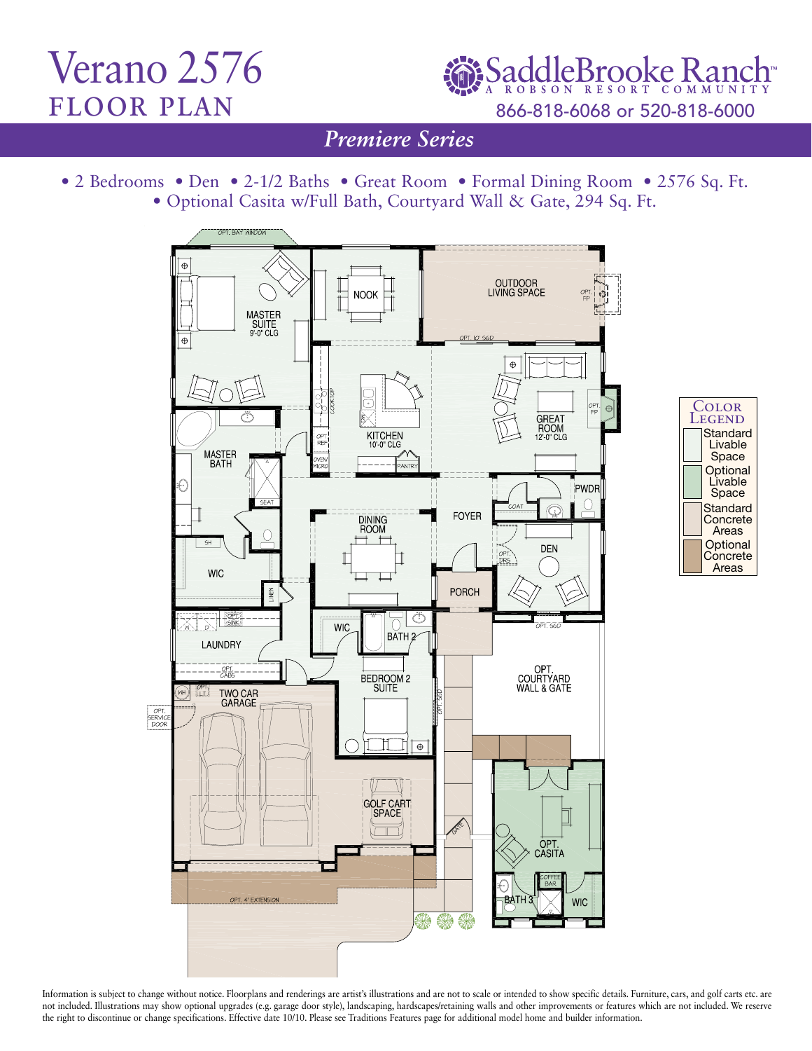# Verano 2576
## FLOOR PLAN

SaddleBrooke Ranch™
A ROBSON RESORT COMMUNITY
866-818-6068 or 520-818-6000

*Premiere Series*

• 2 Bedrooms • Den • 2-1/2 Baths • Great Room • Formal Dining Room • 2576 Sq. Ft.
• Optional Casita w/Full Bath, Courtyard Wall & Gate, 294 Sq. Ft.

OPT. BAY WINDOW

MASTER SUITE 9'-0" CLG

NOOK

OUTDOOR LIVING SPACE

OPT. FP

OPT. 10' SGD

COOKTOP

KITCHEN 10'-0" CLG

OPT. REF

OVEN/ MICRO

PANTRY

GREAT ROOM 12'-0" CLG

OPT. FP

MASTER BATH

SEAT

SH

WIC

LINEN

DINING ROOM

FOYER

COAT

PWDR

OPT. DRS

DEN

PORCH

OPT. SGD

LAUNDRY

OPT. SINK

OPT. CABS

WIC

BATH 2

BEDROOM 2 SUITE

OPT. SGD

OPT. COURTYARD WALL & GATE

WH

OPT. LT.

TWO CAR GARAGE

OPT. SERVICE DOOR

GOLF CART SPACE

GATE

OPT. CASITA

COFFEE BAR

BATH 3

WIC

OPT. 4' EXTENSION

**Color Legend**
- Standard Livable Space
- Optional Livable Space
- Standard Concrete Areas
- Optional Concrete Areas

Information is subject to change without notice. Floorplans and renderings are artist's illustrations and are not to scale or intended to show specific details. Furniture, cars, and golf carts etc. are not included. Illustrations may show optional upgrades (e.g. garage door style), landscaping, hardscapes/retaining walls and other improvements or features which are not included. We reserve the right to discontinue or change specifications. Effective date 10/10. Please see Traditions Features page for additional model home and builder information.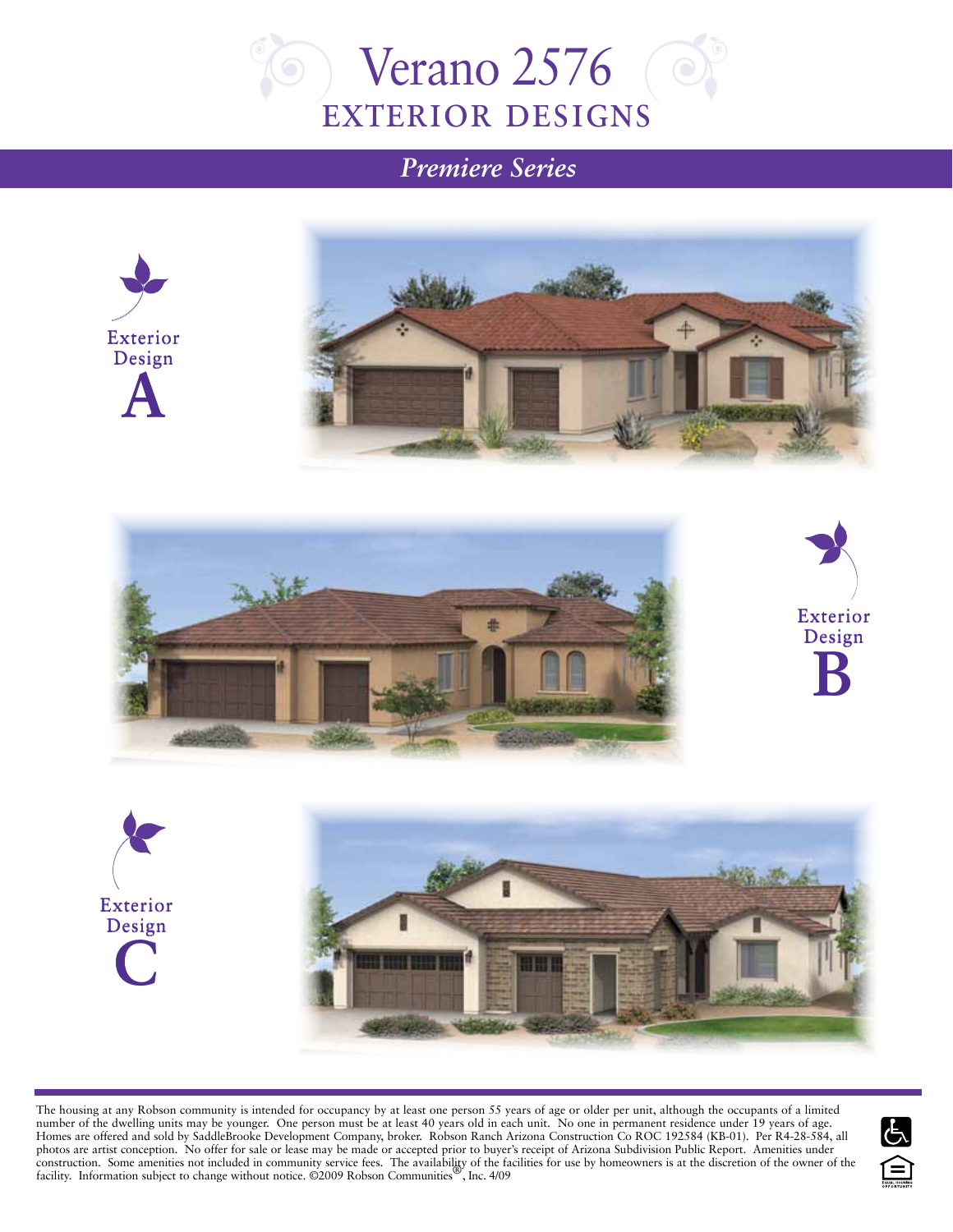# Verano 2576

## EXTERIOR DESIGNS

*Premiere Series*

Exterior Design **A**

Exterior Design **B**

Exterior Design **C**

The housing at any Robson community is intended for occupancy by at least one person 55 years of age or older per unit, although the occupants of a limited number of the dwelling units may be younger. One person must be at least 40 years old in each unit. No one in permanent residence under 19 years of age. Homes are offered and sold by SaddleBrooke Development Company, broker. Robson Ranch Arizona Construction Co ROC 192584 (KB-01). Per R4-28-584, all photos are artist conception. No offer for sale or lease may be made or accepted prior to buyer's receipt of Arizona Subdivision Public Report. Amenities under construction. Some amenities not included in community service fees. The availability of the facilities for use by homeowners is at the discretion of the owner of the facility. Information subject to change without notice. ©2009 Robson Communities®, Inc. 4/09